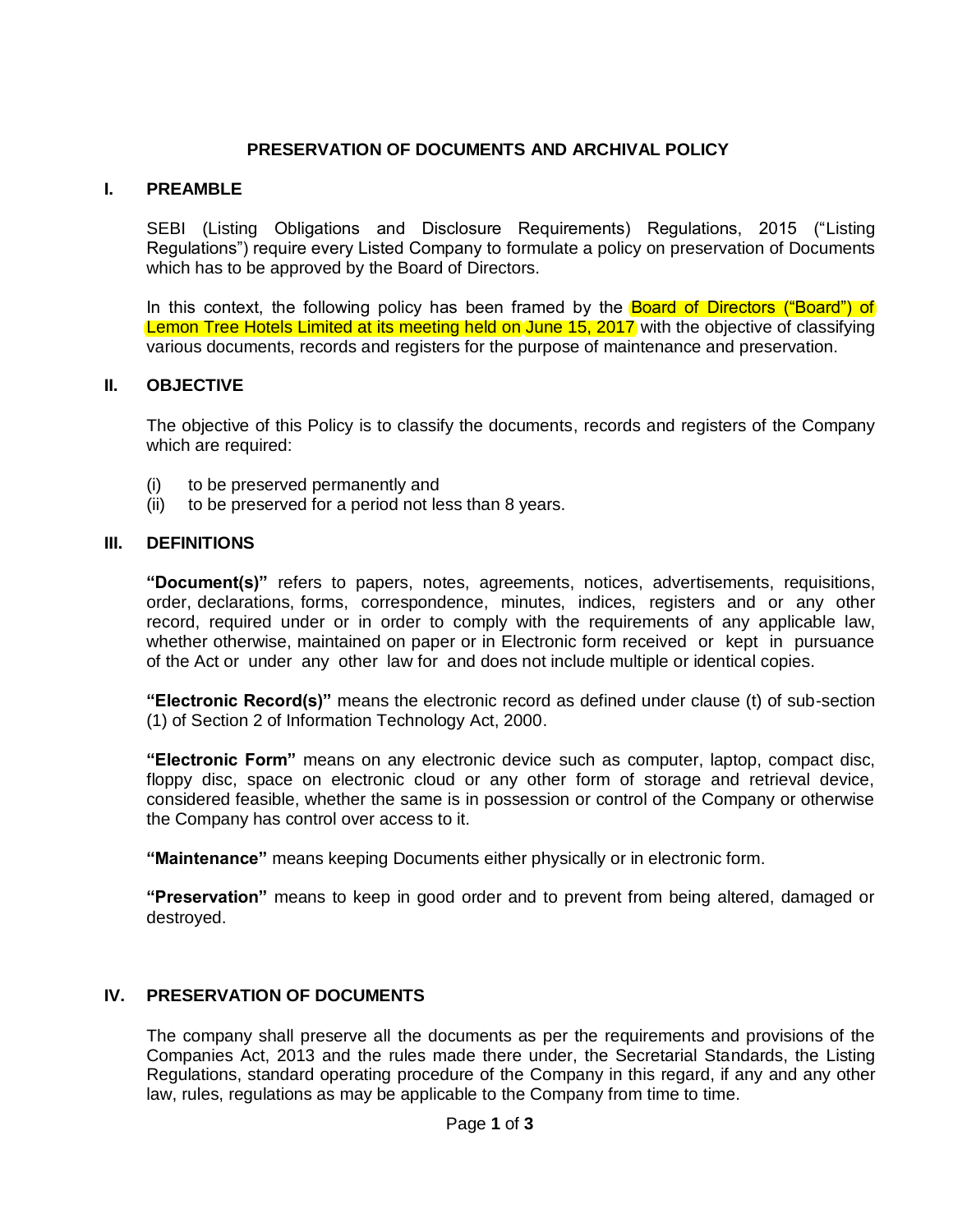# PRESERVATION OF DOCUMENTS AND ARCHIVAL POLICY

## I. PREAMBLE

SEBI (Listing Obligations and Disclosure Requirements) Regulations, 2015 ("Listing Regulations") require every Listed Company to formulate a policy on preservation of Documents which has to be approved by the Board of Directors.

In this context, the following policy has been framed by the Board of Directors ("Board") of Lemon Tree Hotels Limited at its meeting held on June 15, 2017 with the objective of classifying various documents, records and registers for the purpose of maintenance and preservation.

## II. OBJECTIVE

The objective of this Policy is to classify the documents, records and registers of the Company which are required:

(i) to be preserved permanently and
(ii) to be preserved for a period not less than 8 years.

## III. DEFINITIONS

**"Document(s)"** refers to papers, notes, agreements, notices, advertisements, requisitions, order, declarations, forms, correspondence, minutes, indices, registers and or any other record, required under or in order to comply with the requirements of any applicable law, whether otherwise, maintained on paper or in Electronic form received or kept in pursuance of the Act or under any other law for and does not include multiple or identical copies.

**"Electronic Record(s)"** means the electronic record as defined under clause (t) of sub-section (1) of Section 2 of Information Technology Act, 2000.

**"Electronic Form"** means on any electronic device such as computer, laptop, compact disc, floppy disc, space on electronic cloud or any other form of storage and retrieval device, considered feasible, whether the same is in possession or control of the Company or otherwise the Company has control over access to it.

**"Maintenance"** means keeping Documents either physically or in electronic form.

**"Preservation"** means to keep in good order and to prevent from being altered, damaged or destroyed.

## IV. PRESERVATION OF DOCUMENTS

The company shall preserve all the documents as per the requirements and provisions of the Companies Act, 2013 and the rules made there under, the Secretarial Standards, the Listing Regulations, standard operating procedure of the Company in this regard, if any and any other law, rules, regulations as may be applicable to the Company from time to time.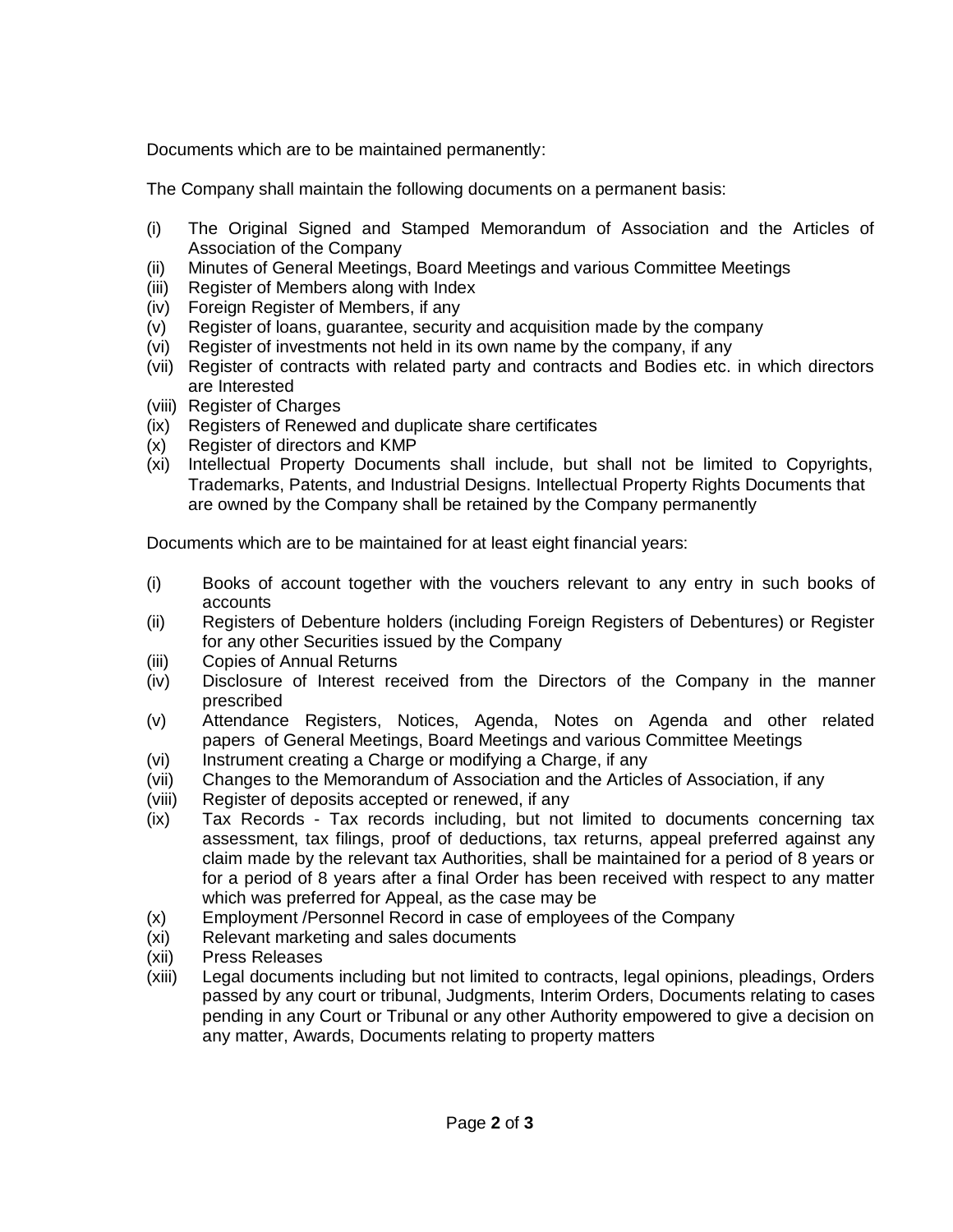Documents which are to be maintained permanently:

The Company shall maintain the following documents on a permanent basis:

(i) The Original Signed and Stamped Memorandum of Association and the Articles of Association of the Company
(ii) Minutes of General Meetings, Board Meetings and various Committee Meetings
(iii) Register of Members along with Index
(iv) Foreign Register of Members, if any
(v) Register of loans, guarantee, security and acquisition made by the company
(vi) Register of investments not held in its own name by the company, if any
(vii) Register of contracts with related party and contracts and Bodies etc. in which directors are Interested
(viii) Register of Charges
(ix) Registers of Renewed and duplicate share certificates
(x) Register of directors and KMP
(xi) Intellectual Property Documents shall include, but shall not be limited to Copyrights, Trademarks, Patents, and Industrial Designs. Intellectual Property Rights Documents that are owned by the Company shall be retained by the Company permanently

Documents which are to be maintained for at least eight financial years:

(i) Books of account together with the vouchers relevant to any entry in such books of accounts
(ii) Registers of Debenture holders (including Foreign Registers of Debentures) or Register for any other Securities issued by the Company
(iii) Copies of Annual Returns
(iv) Disclosure of Interest received from the Directors of the Company in the manner prescribed
(v) Attendance Registers, Notices, Agenda, Notes on Agenda and other related papers of General Meetings, Board Meetings and various Committee Meetings
(vi) Instrument creating a Charge or modifying a Charge, if any
(vii) Changes to the Memorandum of Association and the Articles of Association, if any
(viii) Register of deposits accepted or renewed, if any
(ix) Tax Records - Tax records including, but not limited to documents concerning tax assessment, tax filings, proof of deductions, tax returns, appeal preferred against any claim made by the relevant tax Authorities, shall be maintained for a period of 8 years or for a period of 8 years after a final Order has been received with respect to any matter which was preferred for Appeal, as the case may be
(x) Employment /Personnel Record in case of employees of the Company
(xi) Relevant marketing and sales documents
(xii) Press Releases
(xiii) Legal documents including but not limited to contracts, legal opinions, pleadings, Orders passed by any court or tribunal, Judgments, Interim Orders, Documents relating to cases pending in any Court or Tribunal or any other Authority empowered to give a decision on any matter, Awards, Documents relating to property matters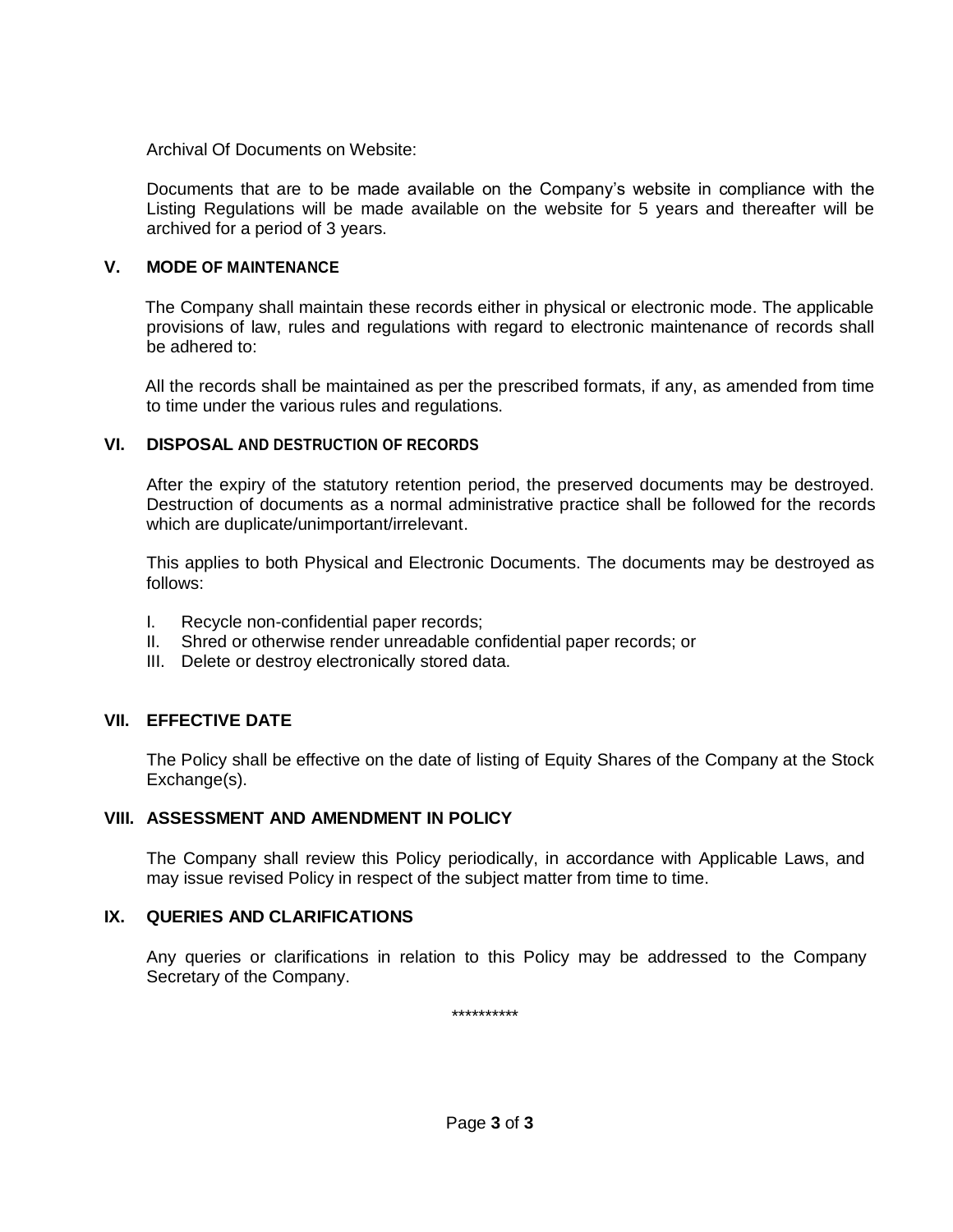Archival Of Documents on Website:

Documents that are to be made available on the Company's website in compliance with the Listing Regulations will be made available on the website for 5 years and thereafter will be archived for a period of 3 years.

## V. MODE OF MAINTENANCE

The Company shall maintain these records either in physical or electronic mode. The applicable provisions of law, rules and regulations with regard to electronic maintenance of records shall be adhered to:

All the records shall be maintained as per the prescribed formats, if any, as amended from time to time under the various rules and regulations.

## VI. DISPOSAL AND DESTRUCTION OF RECORDS

After the expiry of the statutory retention period, the preserved documents may be destroyed. Destruction of documents as a normal administrative practice shall be followed for the records which are duplicate/unimportant/irrelevant.

This applies to both Physical and Electronic Documents. The documents may be destroyed as follows:

I. Recycle non-confidential paper records;
II. Shred or otherwise render unreadable confidential paper records; or
III. Delete or destroy electronically stored data.

## VII. EFFECTIVE DATE

The Policy shall be effective on the date of listing of Equity Shares of the Company at the Stock Exchange(s).

## VIII. ASSESSMENT AND AMENDMENT IN POLICY

The Company shall review this Policy periodically, in accordance with Applicable Laws, and may issue revised Policy in respect of the subject matter from time to time.

## IX. QUERIES AND CLARIFICATIONS

Any queries or clarifications in relation to this Policy may be addressed to the Company Secretary of the Company.

**********